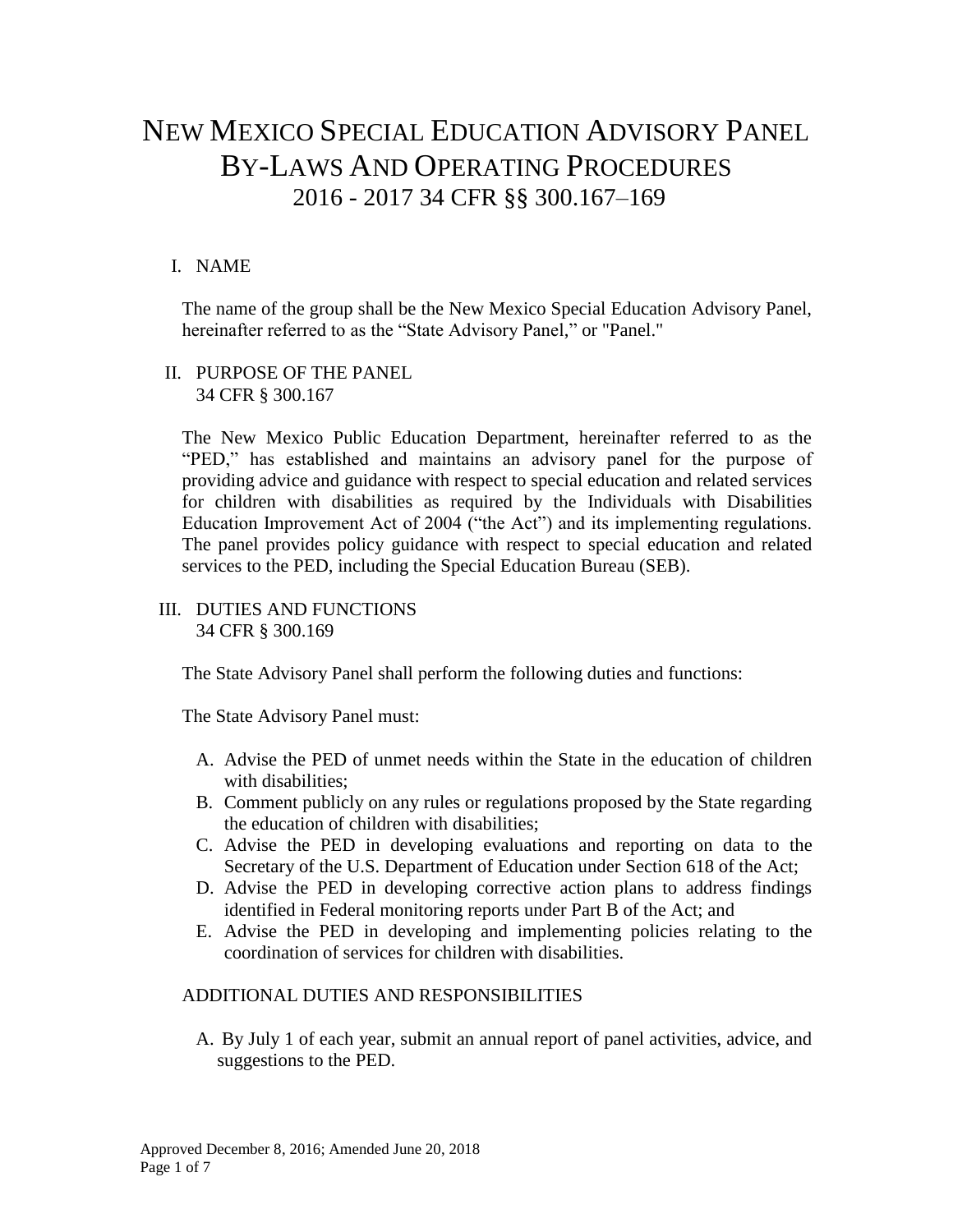# NEW MEXICO SPECIAL EDUCATION ADVISORY PANEL BY-LAWS AND OPERATING PROCEDURES

## 2016 - 2017 34 CFR §§ 300.167–169

## I. NAME

The name of the group shall be the New Mexico Special Education Advisory Panel, hereinafter referred to as the "State Advisory Panel," or "Panel."

## II. PURPOSE OF THE PANEL
34 CFR § 300.167

The New Mexico Public Education Department, hereinafter referred to as the "PED," has established and maintains an advisory panel for the purpose of providing advice and guidance with respect to special education and related services for children with disabilities as required by the Individuals with Disabilities Education Improvement Act of 2004 ("the Act") and its implementing regulations. The panel provides policy guidance with respect to special education and related services to the PED, including the Special Education Bureau (SEB).

## III. DUTIES AND FUNCTIONS
34 CFR § 300.169

The State Advisory Panel shall perform the following duties and functions:

The State Advisory Panel must:

A. Advise the PED of unmet needs within the State in the education of children with disabilities;
B. Comment publicly on any rules or regulations proposed by the State regarding the education of children with disabilities;
C. Advise the PED in developing evaluations and reporting on data to the Secretary of the U.S. Department of Education under Section 618 of the Act;
D. Advise the PED in developing corrective action plans to address findings identified in Federal monitoring reports under Part B of the Act; and
E. Advise the PED in developing and implementing policies relating to the coordination of services for children with disabilities.

ADDITIONAL DUTIES AND RESPONSIBILITIES

A. By July 1 of each year, submit an annual report of panel activities, advice, and suggestions to the PED.

Approved December 8, 2016; Amended June 20, 2018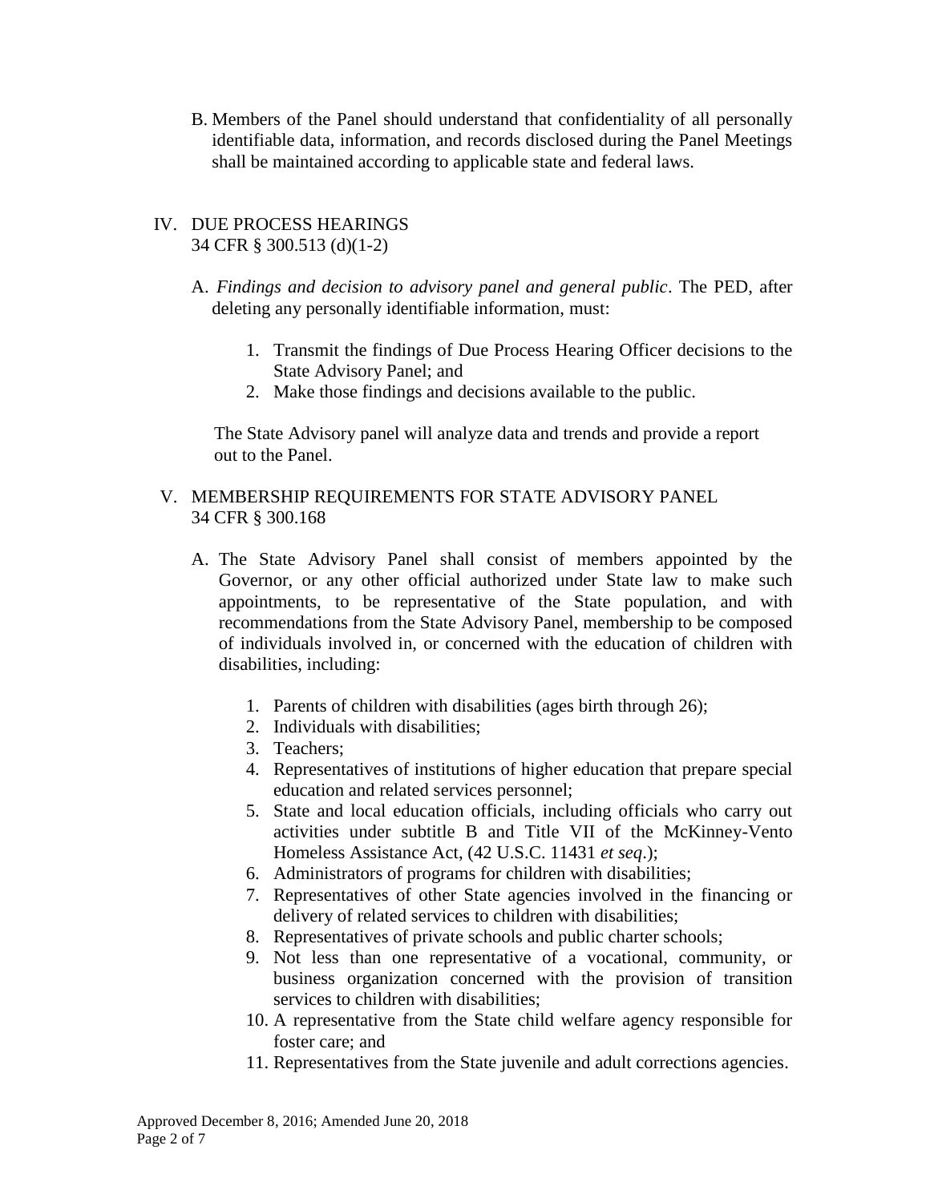B. Members of the Panel should understand that confidentiality of all personally identifiable data, information, and records disclosed during the Panel Meetings shall be maintained according to applicable state and federal laws.

## IV. DUE PROCESS HEARINGS
34 CFR § 300.513 (d)(1-2)

A. *Findings and decision to advisory panel and general public*. The PED, after deleting any personally identifiable information, must:

1. Transmit the findings of Due Process Hearing Officer decisions to the State Advisory Panel; and
2. Make those findings and decisions available to the public.

The State Advisory panel will analyze data and trends and provide a report out to the Panel.

## V. MEMBERSHIP REQUIREMENTS FOR STATE ADVISORY PANEL
34 CFR § 300.168

A. The State Advisory Panel shall consist of members appointed by the Governor, or any other official authorized under State law to make such appointments, to be representative of the State population, and with recommendations from the State Advisory Panel, membership to be composed of individuals involved in, or concerned with the education of children with disabilities, including:

1. Parents of children with disabilities (ages birth through 26);
2. Individuals with disabilities;
3. Teachers;
4. Representatives of institutions of higher education that prepare special education and related services personnel;
5. State and local education officials, including officials who carry out activities under subtitle B and Title VII of the McKinney-Vento Homeless Assistance Act, (42 U.S.C. 11431 *et seq*.);
6. Administrators of programs for children with disabilities;
7. Representatives of other State agencies involved in the financing or delivery of related services to children with disabilities;
8. Representatives of private schools and public charter schools;
9. Not less than one representative of a vocational, community, or business organization concerned with the provision of transition services to children with disabilities;
10. A representative from the State child welfare agency responsible for foster care; and
11. Representatives from the State juvenile and adult corrections agencies.

Approved December 8, 2016; Amended June 20, 2018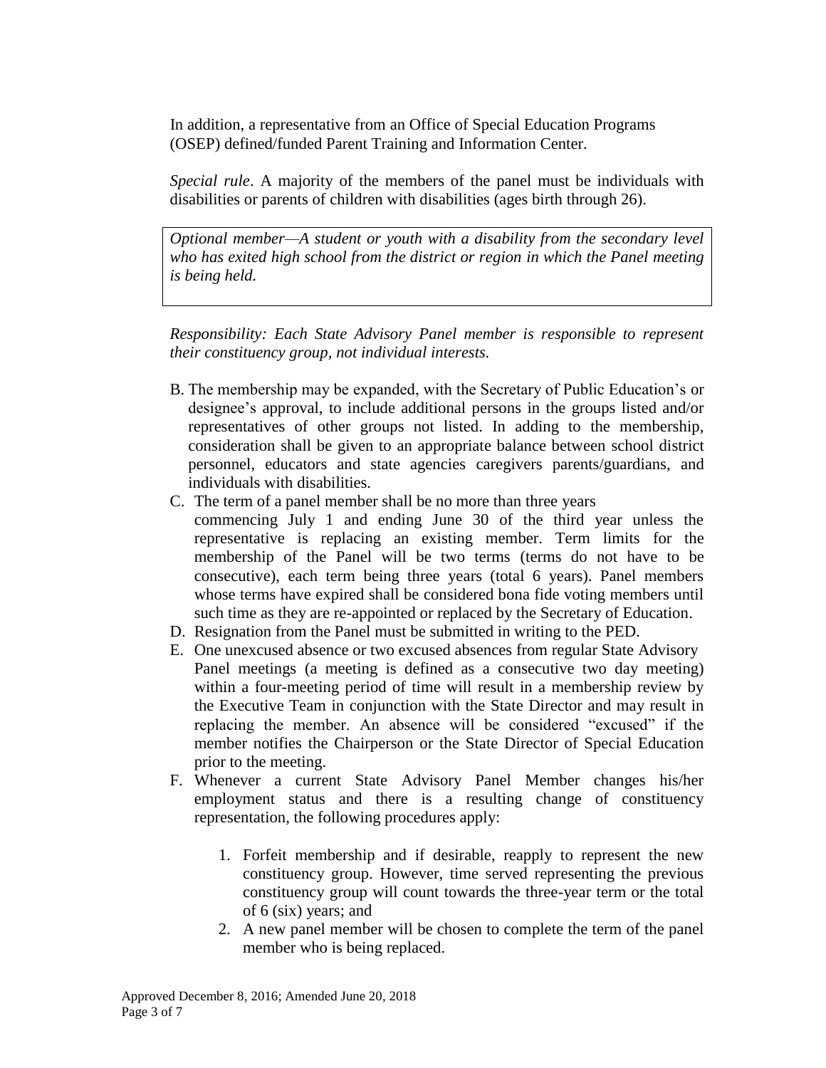In addition, a representative from an Office of Special Education Programs (OSEP) defined/funded Parent Training and Information Center.

*Special rule*. A majority of the members of the panel must be individuals with disabilities or parents of children with disabilities (ages birth through 26).

*Optional member—A student or youth with a disability from the secondary level who has exited high school from the district or region in which the Panel meeting is being held.*

*Responsibility: Each State Advisory Panel member is responsible to represent their constituency group, not individual interests.*

B. The membership may be expanded, with the Secretary of Public Education's or designee's approval, to include additional persons in the groups listed and/or representatives of other groups not listed. In adding to the membership, consideration shall be given to an appropriate balance between school district personnel, educators and state agencies caregivers parents/guardians, and individuals with disabilities.

C. The term of a panel member shall be no more than three years commencing July 1 and ending June 30 of the third year unless the representative is replacing an existing member. Term limits for the membership of the Panel will be two terms (terms do not have to be consecutive), each term being three years (total 6 years). Panel members whose terms have expired shall be considered bona fide voting members until such time as they are re-appointed or replaced by the Secretary of Education.

D. Resignation from the Panel must be submitted in writing to the PED.

E. One unexcused absence or two excused absences from regular State Advisory Panel meetings (a meeting is defined as a consecutive two day meeting) within a four-meeting period of time will result in a membership review by the Executive Team in conjunction with the State Director and may result in replacing the member. An absence will be considered "excused" if the member notifies the Chairperson or the State Director of Special Education prior to the meeting.

F. Whenever a current State Advisory Panel Member changes his/her employment status and there is a resulting change of constituency representation, the following procedures apply:

    1. Forfeit membership and if desirable, reapply to represent the new constituency group. However, time served representing the previous constituency group will count towards the three-year term or the total of 6 (six) years; and
    2. A new panel member will be chosen to complete the term of the panel member who is being replaced.

Approved December 8, 2016; Amended June 20, 2018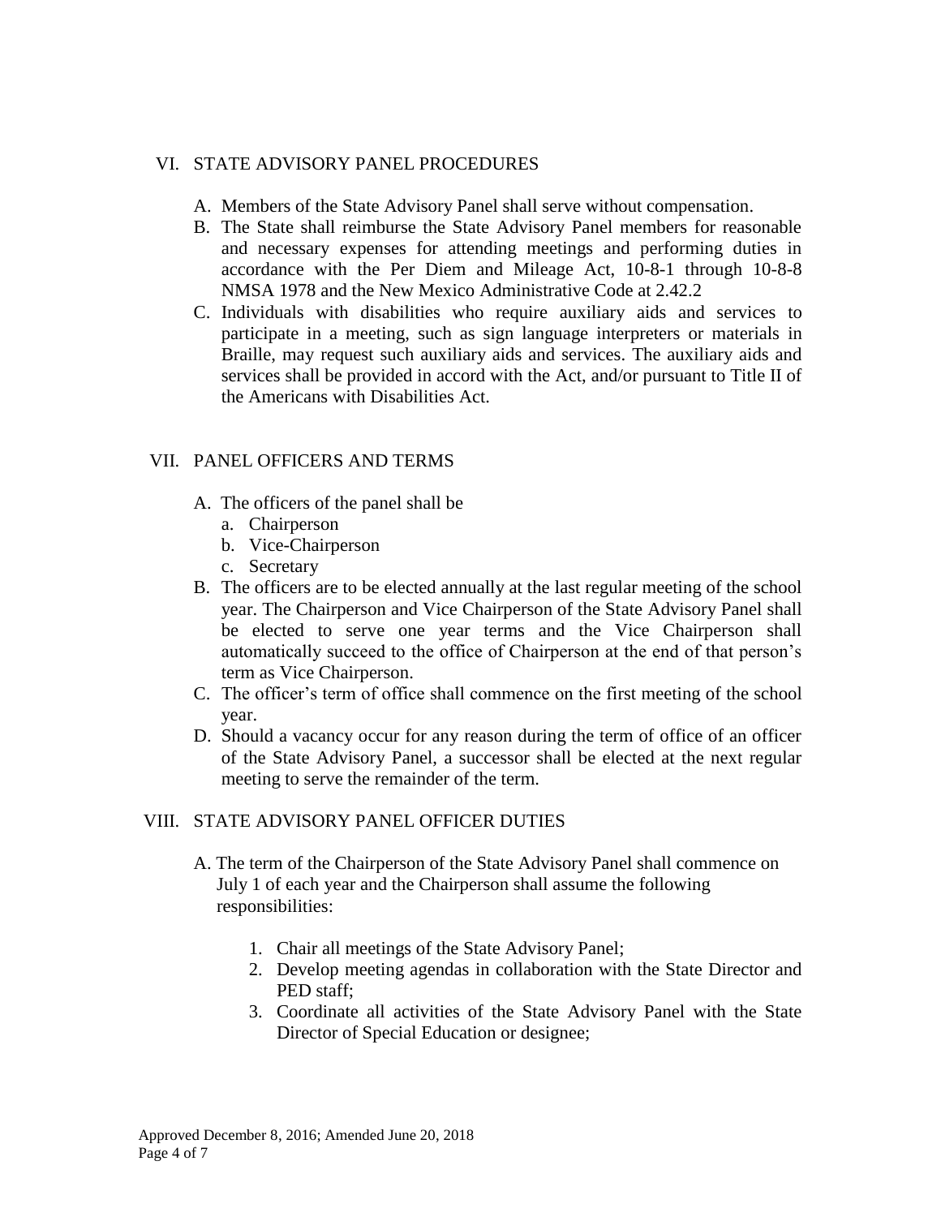## VI. STATE ADVISORY PANEL PROCEDURES

A. Members of the State Advisory Panel shall serve without compensation.

B. The State shall reimburse the State Advisory Panel members for reasonable and necessary expenses for attending meetings and performing duties in accordance with the Per Diem and Mileage Act, 10-8-1 through 10-8-8 NMSA 1978 and the New Mexico Administrative Code at 2.42.2

C. Individuals with disabilities who require auxiliary aids and services to participate in a meeting, such as sign language interpreters or materials in Braille, may request such auxiliary aids and services. The auxiliary aids and services shall be provided in accord with the Act, and/or pursuant to Title II of the Americans with Disabilities Act.

## VII. PANEL OFFICERS AND TERMS

A. The officers of the panel shall be
   a. Chairperson
   b. Vice-Chairperson
   c. Secretary

B. The officers are to be elected annually at the last regular meeting of the school year. The Chairperson and Vice Chairperson of the State Advisory Panel shall be elected to serve one year terms and the Vice Chairperson shall automatically succeed to the office of Chairperson at the end of that person's term as Vice Chairperson.

C. The officer's term of office shall commence on the first meeting of the school year.

D. Should a vacancy occur for any reason during the term of office of an officer of the State Advisory Panel, a successor shall be elected at the next regular meeting to serve the remainder of the term.

## VIII. STATE ADVISORY PANEL OFFICER DUTIES

A. The term of the Chairperson of the State Advisory Panel shall commence on July 1 of each year and the Chairperson shall assume the following responsibilities:

   1. Chair all meetings of the State Advisory Panel;
   2. Develop meeting agendas in collaboration with the State Director and PED staff;
   3. Coordinate all activities of the State Advisory Panel with the State Director of Special Education or designee;

Approved December 8, 2016; Amended June 20, 2018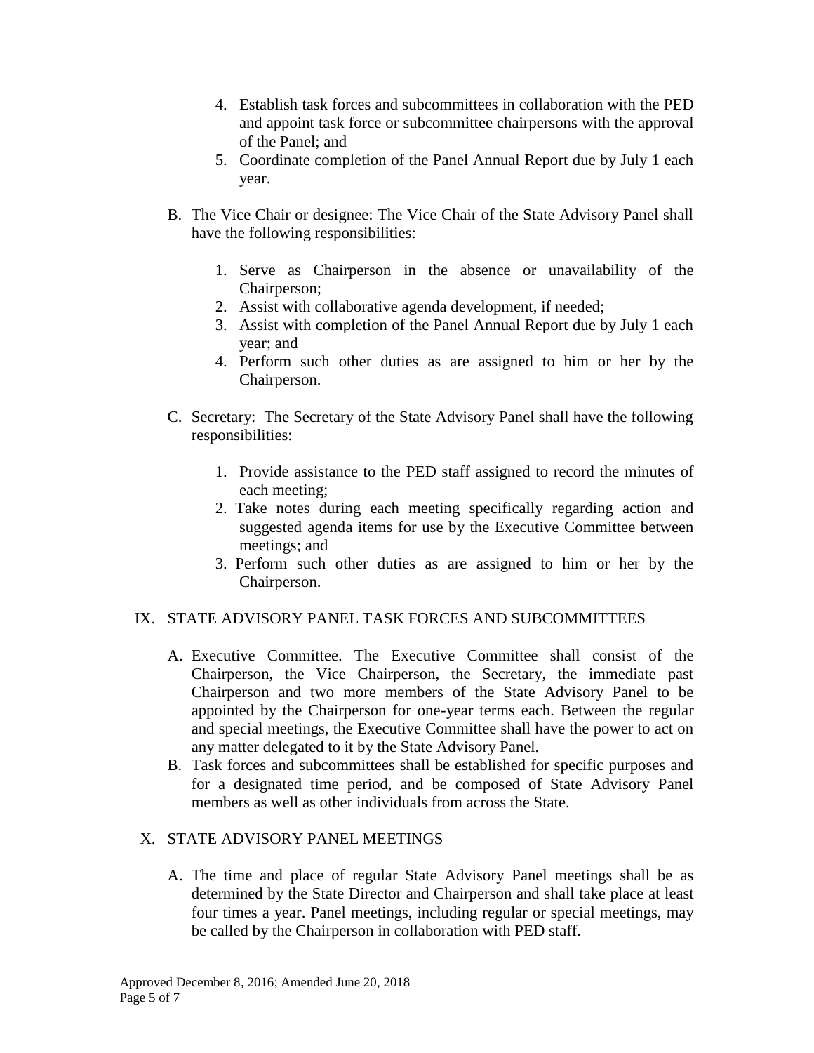4. Establish task forces and subcommittees in collaboration with the PED and appoint task force or subcommittee chairpersons with the approval of the Panel; and
5. Coordinate completion of the Panel Annual Report due by July 1 each year.

B. The Vice Chair or designee: The Vice Chair of the State Advisory Panel shall have the following responsibilities:

   1. Serve as Chairperson in the absence or unavailability of the Chairperson;
   2. Assist with collaborative agenda development, if needed;
   3. Assist with completion of the Panel Annual Report due by July 1 each year; and
   4. Perform such other duties as are assigned to him or her by the Chairperson.

C. Secretary: The Secretary of the State Advisory Panel shall have the following responsibilities:

   1. Provide assistance to the PED staff assigned to record the minutes of each meeting;
   2. Take notes during each meeting specifically regarding action and suggested agenda items for use by the Executive Committee between meetings; and
   3. Perform such other duties as are assigned to him or her by the Chairperson.

## IX. STATE ADVISORY PANEL TASK FORCES AND SUBCOMMITTEES

A. Executive Committee. The Executive Committee shall consist of the Chairperson, the Vice Chairperson, the Secretary, the immediate past Chairperson and two more members of the State Advisory Panel to be appointed by the Chairperson for one-year terms each. Between the regular and special meetings, the Executive Committee shall have the power to act on any matter delegated to it by the State Advisory Panel.
B. Task forces and subcommittees shall be established for specific purposes and for a designated time period, and be composed of State Advisory Panel members as well as other individuals from across the State.

## X. STATE ADVISORY PANEL MEETINGS

A. The time and place of regular State Advisory Panel meetings shall be as determined by the State Director and Chairperson and shall take place at least four times a year. Panel meetings, including regular or special meetings, may be called by the Chairperson in collaboration with PED staff.

Approved December 8, 2016; Amended June 20, 2018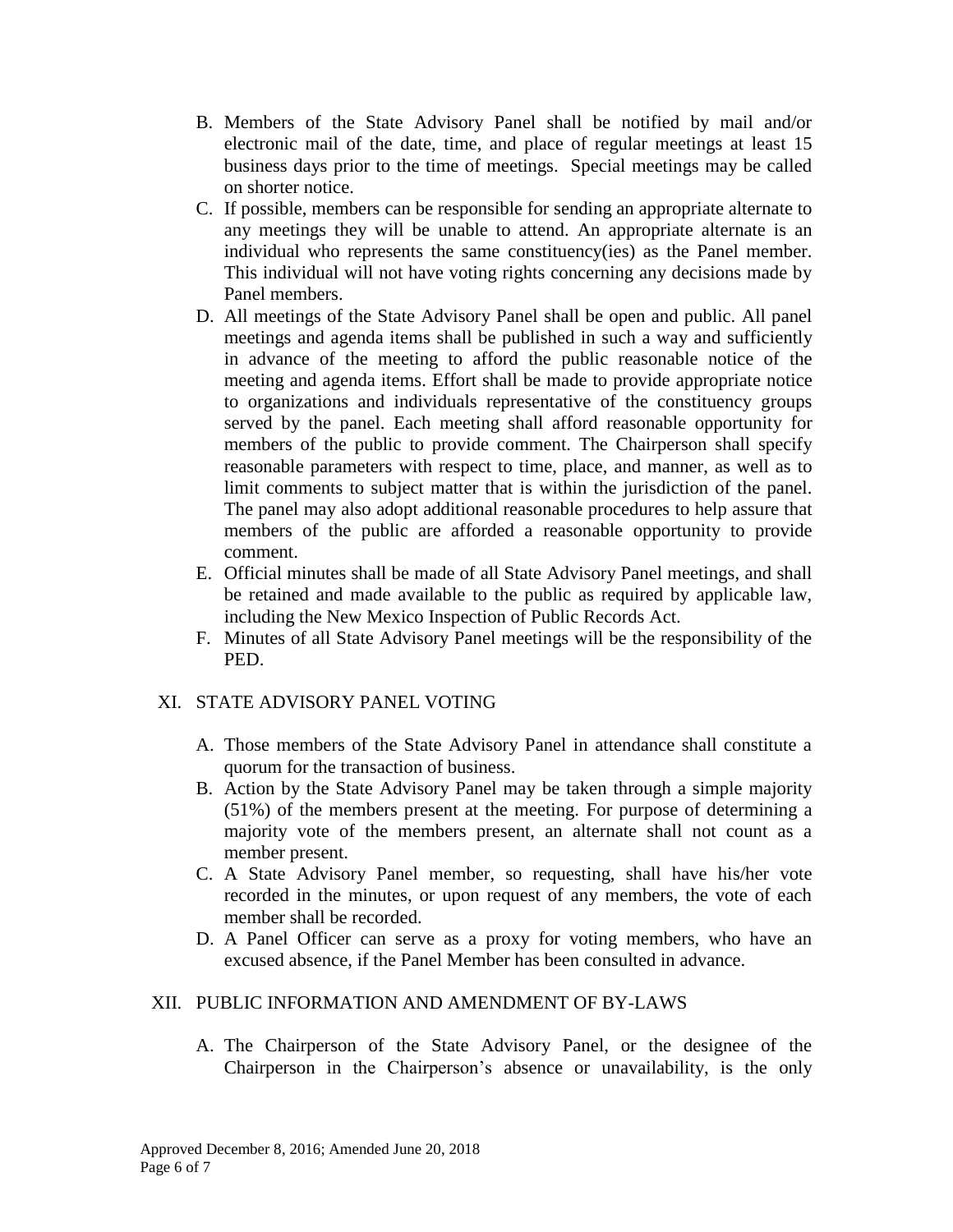B. Members of the State Advisory Panel shall be notified by mail and/or electronic mail of the date, time, and place of regular meetings at least 15 business days prior to the time of meetings. Special meetings may be called on shorter notice.

C. If possible, members can be responsible for sending an appropriate alternate to any meetings they will be unable to attend. An appropriate alternate is an individual who represents the same constituency(ies) as the Panel member. This individual will not have voting rights concerning any decisions made by Panel members.

D. All meetings of the State Advisory Panel shall be open and public. All panel meetings and agenda items shall be published in such a way and sufficiently in advance of the meeting to afford the public reasonable notice of the meeting and agenda items. Effort shall be made to provide appropriate notice to organizations and individuals representative of the constituency groups served by the panel. Each meeting shall afford reasonable opportunity for members of the public to provide comment. The Chairperson shall specify reasonable parameters with respect to time, place, and manner, as well as to limit comments to subject matter that is within the jurisdiction of the panel. The panel may also adopt additional reasonable procedures to help assure that members of the public are afforded a reasonable opportunity to provide comment.

E. Official minutes shall be made of all State Advisory Panel meetings, and shall be retained and made available to the public as required by applicable law, including the New Mexico Inspection of Public Records Act.

F. Minutes of all State Advisory Panel meetings will be the responsibility of the PED.

## XI. STATE ADVISORY PANEL VOTING

A. Those members of the State Advisory Panel in attendance shall constitute a quorum for the transaction of business.

B. Action by the State Advisory Panel may be taken through a simple majority (51%) of the members present at the meeting. For purpose of determining a majority vote of the members present, an alternate shall not count as a member present.

C. A State Advisory Panel member, so requesting, shall have his/her vote recorded in the minutes, or upon request of any members, the vote of each member shall be recorded.

D. A Panel Officer can serve as a proxy for voting members, who have an excused absence, if the Panel Member has been consulted in advance.

## XII. PUBLIC INFORMATION AND AMENDMENT OF BY-LAWS

A. The Chairperson of the State Advisory Panel, or the designee of the Chairperson in the Chairperson's absence or unavailability, is the only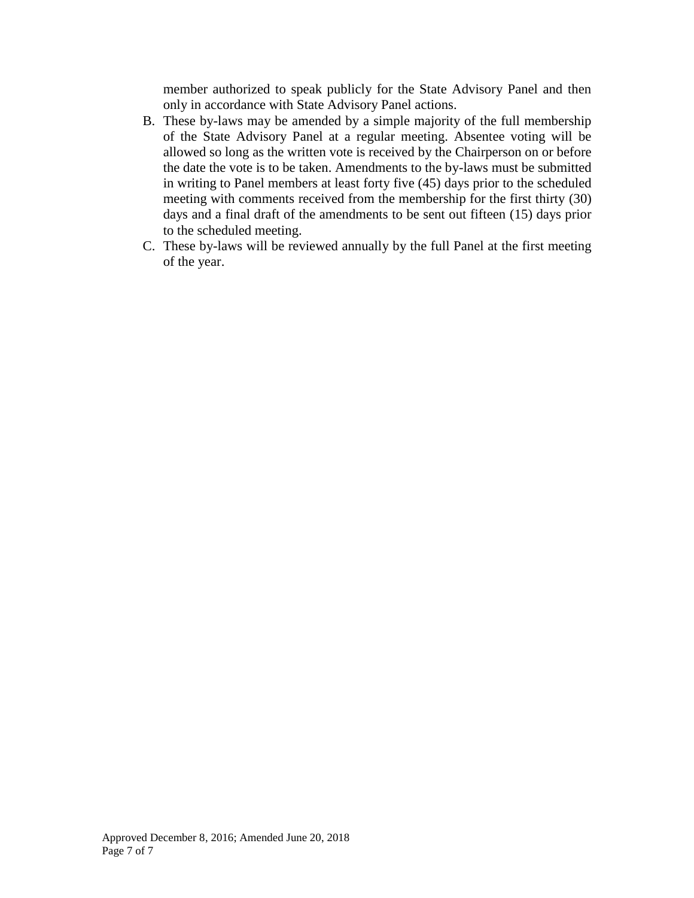member authorized to speak publicly for the State Advisory Panel and then only in accordance with State Advisory Panel actions.

B. These by-laws may be amended by a simple majority of the full membership of the State Advisory Panel at a regular meeting. Absentee voting will be allowed so long as the written vote is received by the Chairperson on or before the date the vote is to be taken. Amendments to the by-laws must be submitted in writing to Panel members at least forty five (45) days prior to the scheduled meeting with comments received from the membership for the first thirty (30) days and a final draft of the amendments to be sent out fifteen (15) days prior to the scheduled meeting.
C. These by-laws will be reviewed annually by the full Panel at the first meeting of the year.